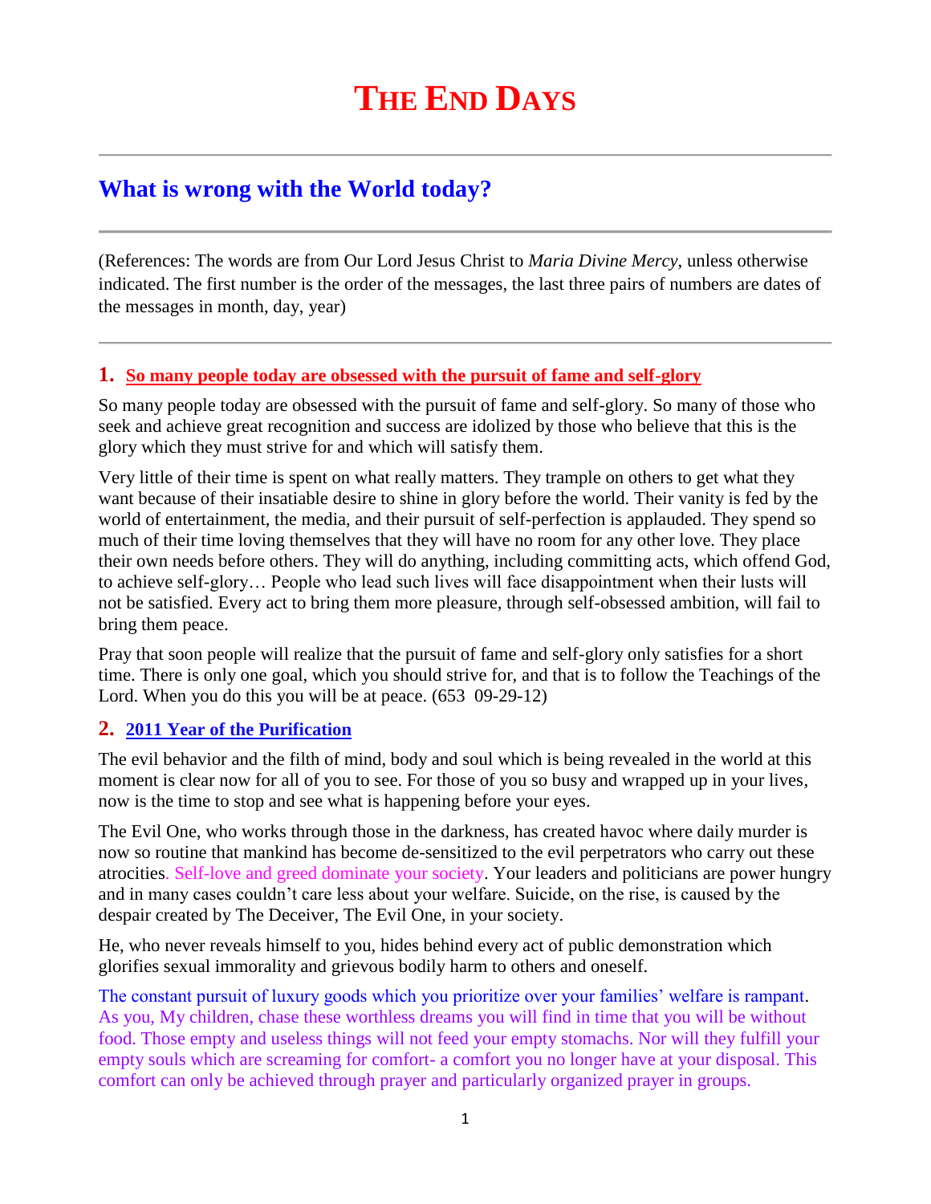# THE END DAYS

## What is wrong with the World today?

(References: The words are from Our Lord Jesus Christ to *Maria Divine Mercy*, unless otherwise indicated. The first number is the order of the messages, the last three pairs of numbers are dates of the messages in month, day, year)

### 1. So many people today are obsessed with the pursuit of fame and self-glory

So many people today are obsessed with the pursuit of fame and self-glory. So many of those who seek and achieve great recognition and success are idolized by those who believe that this is the glory which they must strive for and which will satisfy them.

Very little of their time is spent on what really matters. They trample on others to get what they want because of their insatiable desire to shine in glory before the world. Their vanity is fed by the world of entertainment, the media, and their pursuit of self-perfection is applauded. They spend so much of their time loving themselves that they will have no room for any other love. They place their own needs before others. They will do anything, including committing acts, which offend God, to achieve self-glory… People who lead such lives will face disappointment when their lusts will not be satisfied. Every act to bring them more pleasure, through self-obsessed ambition, will fail to bring them peace.

Pray that soon people will realize that the pursuit of fame and self-glory only satisfies for a short time. There is only one goal, which you should strive for, and that is to follow the Teachings of the Lord. When you do this you will be at peace. (653 09-29-12)

### 2. 2011 Year of the Purification

The evil behavior and the filth of mind, body and soul which is being revealed in the world at this moment is clear now for all of you to see. For those of you so busy and wrapped up in your lives, now is the time to stop and see what is happening before your eyes.

The Evil One, who works through those in the darkness, has created havoc where daily murder is now so routine that mankind has become de-sensitized to the evil perpetrators who carry out these atrocities. Self-love and greed dominate your society. Your leaders and politicians are power hungry and in many cases couldn't care less about your welfare. Suicide, on the rise, is caused by the despair created by The Deceiver, The Evil One, in your society.

He, who never reveals himself to you, hides behind every act of public demonstration which glorifies sexual immorality and grievous bodily harm to others and oneself.

The constant pursuit of luxury goods which you prioritize over your families' welfare is rampant. As you, My children, chase these worthless dreams you will find in time that you will be without food. Those empty and useless things will not feed your empty stomachs. Nor will they fulfill your empty souls which are screaming for comfort- a comfort you no longer have at your disposal. This comfort can only be achieved through prayer and particularly organized prayer in groups.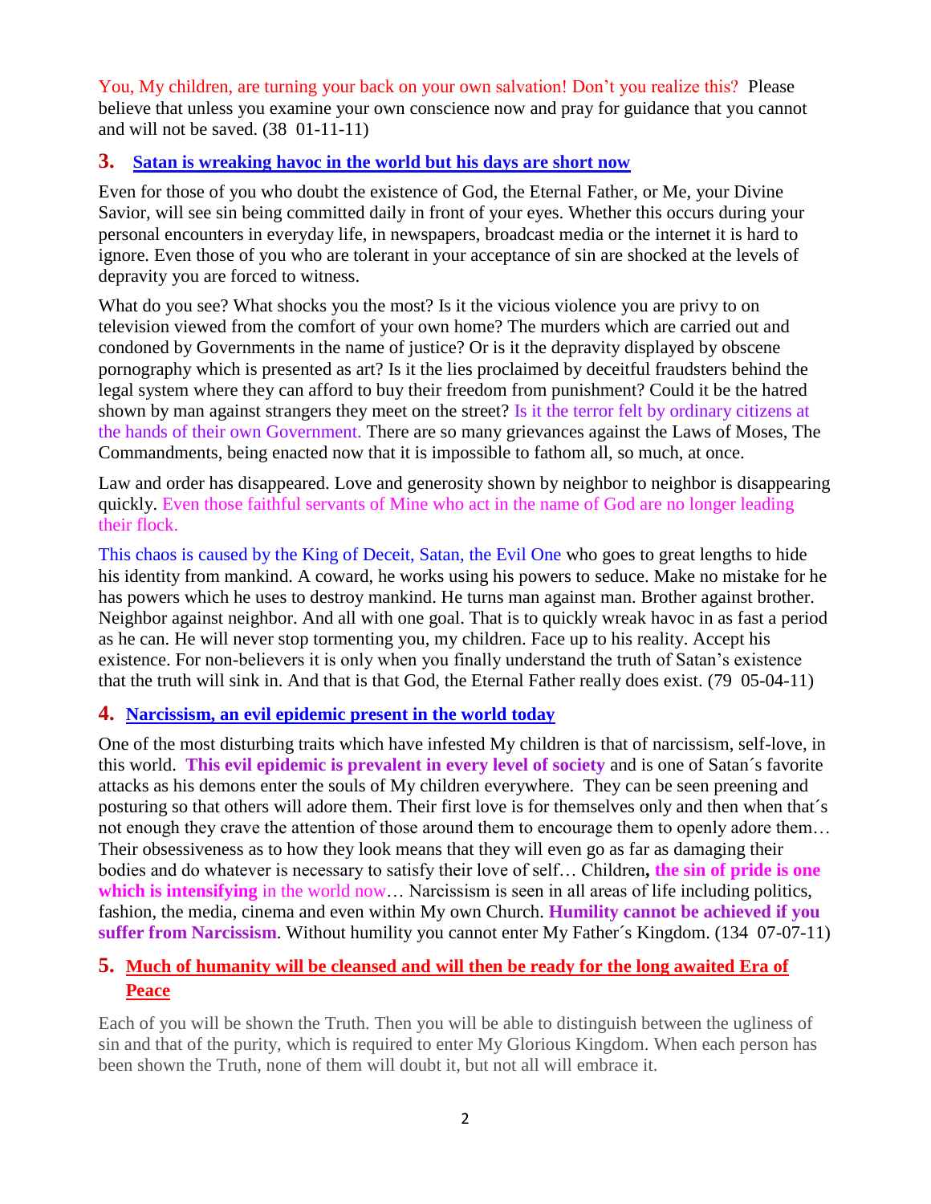You, My children, are turning your back on your own salvation! Don't you realize this? Please believe that unless you examine your own conscience now and pray for guidance that you cannot and will not be saved. (38 01-11-11)

## 3. Satan is wreaking havoc in the world but his days are short now

Even for those of you who doubt the existence of God, the Eternal Father, or Me, your Divine Savior, will see sin being committed daily in front of your eyes. Whether this occurs during your personal encounters in everyday life, in newspapers, broadcast media or the internet it is hard to ignore. Even those of you who are tolerant in your acceptance of sin are shocked at the levels of depravity you are forced to witness.

What do you see? What shocks you the most? Is it the vicious violence you are privy to on television viewed from the comfort of your own home? The murders which are carried out and condoned by Governments in the name of justice? Or is it the depravity displayed by obscene pornography which is presented as art? Is it the lies proclaimed by deceitful fraudsters behind the legal system where they can afford to buy their freedom from punishment? Could it be the hatred shown by man against strangers they meet on the street? Is it the terror felt by ordinary citizens at the hands of their own Government. There are so many grievances against the Laws of Moses, The Commandments, being enacted now that it is impossible to fathom all, so much, at once.

Law and order has disappeared. Love and generosity shown by neighbor to neighbor is disappearing quickly. Even those faithful servants of Mine who act in the name of God are no longer leading their flock.

This chaos is caused by the King of Deceit, Satan, the Evil One who goes to great lengths to hide his identity from mankind. A coward, he works using his powers to seduce. Make no mistake for he has powers which he uses to destroy mankind. He turns man against man. Brother against brother. Neighbor against neighbor. And all with one goal. That is to quickly wreak havoc in as fast a period as he can. He will never stop tormenting you, my children. Face up to his reality. Accept his existence. For non-believers it is only when you finally understand the truth of Satan's existence that the truth will sink in. And that is that God, the Eternal Father really does exist. (79 05-04-11)

## 4. Narcissism, an evil epidemic present in the world today

One of the most disturbing traits which have infested My children is that of narcissism, self-love, in this world. **This evil epidemic is prevalent in every level of society** and is one of Satan´s favorite attacks as his demons enter the souls of My children everywhere. They can be seen preening and posturing so that others will adore them. Their first love is for themselves only and then when that´s not enough they crave the attention of those around them to encourage them to openly adore them… Their obsessiveness as to how they look means that they will even go as far as damaging their bodies and do whatever is necessary to satisfy their love of self… Children**, the sin of pride is one which is intensifying** in the world now… Narcissism is seen in all areas of life including politics, fashion, the media, cinema and even within My own Church. **Humility cannot be achieved if you suffer from Narcissism**. Without humility you cannot enter My Father´s Kingdom. (134 07-07-11)

## 5. Much of humanity will be cleansed and will then be ready for the long awaited Era of Peace

Each of you will be shown the Truth. Then you will be able to distinguish between the ugliness of sin and that of the purity, which is required to enter My Glorious Kingdom. When each person has been shown the Truth, none of them will doubt it, but not all will embrace it.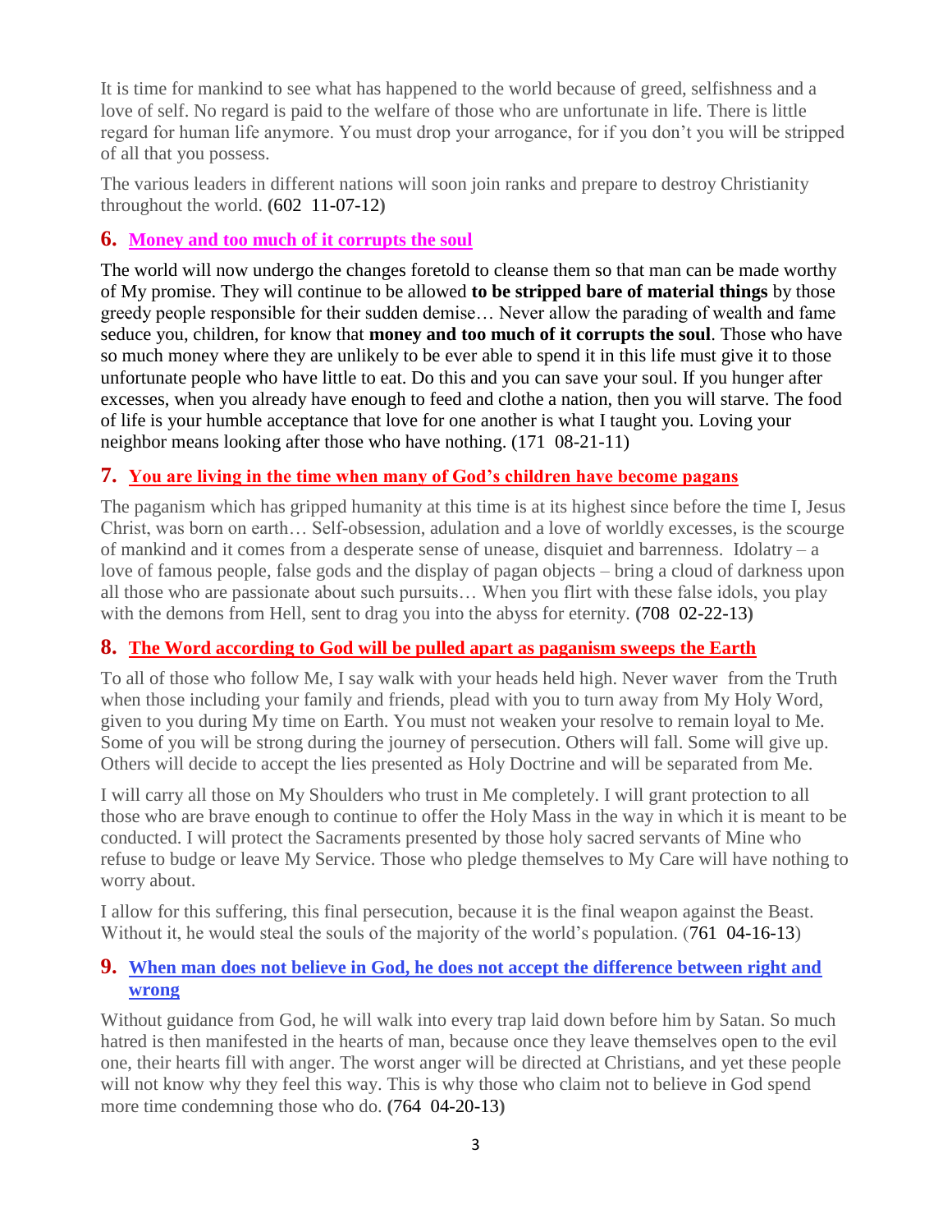It is time for mankind to see what has happened to the world because of greed, selfishness and a love of self. No regard is paid to the welfare of those who are unfortunate in life. There is little regard for human life anymore. You must drop your arrogance, for if you don't you will be stripped of all that you possess.

The various leaders in different nations will soon join ranks and prepare to destroy Christianity throughout the world. **(**602 11-07-12**)**

## 6. Money and too much of it corrupts the soul

The world will now undergo the changes foretold to cleanse them so that man can be made worthy of My promise. They will continue to be allowed **to be stripped bare of material things** by those greedy people responsible for their sudden demise… Never allow the parading of wealth and fame seduce you, children, for know that **money and too much of it corrupts the soul**. Those who have so much money where they are unlikely to be ever able to spend it in this life must give it to those unfortunate people who have little to eat. Do this and you can save your soul. If you hunger after excesses, when you already have enough to feed and clothe a nation, then you will starve. The food of life is your humble acceptance that love for one another is what I taught you. Loving your neighbor means looking after those who have nothing. (171 08-21-11)

## 7. You are living in the time when many of God's children have become pagans

The paganism which has gripped humanity at this time is at its highest since before the time I, Jesus Christ, was born on earth… Self-obsession, adulation and a love of worldly excesses, is the scourge of mankind and it comes from a desperate sense of unease, disquiet and barrenness. Idolatry – a love of famous people, false gods and the display of pagan objects – bring a cloud of darkness upon all those who are passionate about such pursuits… When you flirt with these false idols, you play with the demons from Hell, sent to drag you into the abyss for eternity. **(**708 02-22-13**)**

## 8. The Word according to God will be pulled apart as paganism sweeps the Earth

To all of those who follow Me, I say walk with your heads held high. Never waver from the Truth when those including your family and friends, plead with you to turn away from My Holy Word, given to you during My time on Earth. You must not weaken your resolve to remain loyal to Me. Some of you will be strong during the journey of persecution. Others will fall. Some will give up. Others will decide to accept the lies presented as Holy Doctrine and will be separated from Me.

I will carry all those on My Shoulders who trust in Me completely. I will grant protection to all those who are brave enough to continue to offer the Holy Mass in the way in which it is meant to be conducted. I will protect the Sacraments presented by those holy sacred servants of Mine who refuse to budge or leave My Service. Those who pledge themselves to My Care will have nothing to worry about.

I allow for this suffering, this final persecution, because it is the final weapon against the Beast. Without it, he would steal the souls of the majority of the world's population. (761 04-16-13)

## 9. When man does not believe in God, he does not accept the difference between right and wrong

Without guidance from God, he will walk into every trap laid down before him by Satan. So much hatred is then manifested in the hearts of man, because once they leave themselves open to the evil one, their hearts fill with anger. The worst anger will be directed at Christians, and yet these people will not know why they feel this way. This is why those who claim not to believe in God spend more time condemning those who do. **(**764 04-20-13**)**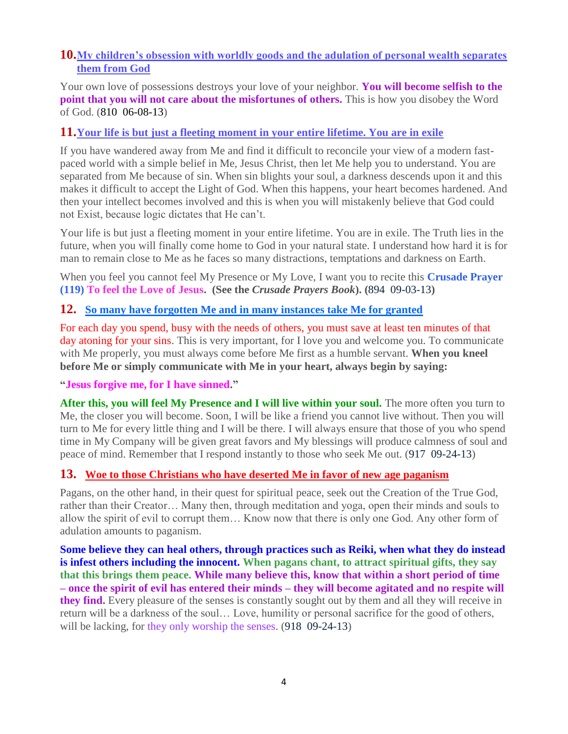## 10. My children's obsession with worldly goods and the adulation of personal wealth separates them from God

Your own love of possessions destroys your love of your neighbor. **You will become selfish to the point that you will not care about the misfortunes of others.** This is how you disobey the Word of God. (810 06-08-13)

## 11. Your life is but just a fleeting moment in your entire lifetime. You are in exile

If you have wandered away from Me and find it difficult to reconcile your view of a modern fast-paced world with a simple belief in Me, Jesus Christ, then let Me help you to understand. You are separated from Me because of sin. When sin blights your soul, a darkness descends upon it and this makes it difficult to accept the Light of God. When this happens, your heart becomes hardened. And then your intellect becomes involved and this is when you will mistakenly believe that God could not Exist, because logic dictates that He can't.

Your life is but just a fleeting moment in your entire lifetime. You are in exile. The Truth lies in the future, when you will finally come home to God in your natural state. I understand how hard it is for man to remain close to Me as he faces so many distractions, temptations and darkness on Earth.

When you feel you cannot feel My Presence or My Love, I want you to recite this **Crusade Prayer (119) To feel the Love of Jesus. (See the *Crusade Prayers Book*). (894 09-03-13)**

## 12. So many have forgotten Me and in many instances take Me for granted

For each day you spend, busy with the needs of others, you must save at least ten minutes of that day atoning for your sins. This is very important, for I love you and welcome you. To communicate with Me properly, you must always come before Me first as a humble servant. **When you kneel before Me or simply communicate with Me in your heart, always begin by saying:**

**"Jesus forgive me, for I have sinned."**

**After this, you will feel My Presence and I will live within your soul.** The more often you turn to Me, the closer you will become. Soon, I will be like a friend you cannot live without. Then you will turn to Me for every little thing and I will be there. I will always ensure that those of you who spend time in My Company will be given great favors and My blessings will produce calmness of soul and peace of mind. Remember that I respond instantly to those who seek Me out. (917 09-24-13)

## 13. Woe to those Christians who have deserted Me in favor of new age paganism

Pagans, on the other hand, in their quest for spiritual peace, seek out the Creation of the True God, rather than their Creator… Many then, through meditation and yoga, open their minds and souls to allow the spirit of evil to corrupt them… Know now that there is only one God. Any other form of adulation amounts to paganism.

**Some believe they can heal others, through practices such as Reiki, when what they do instead is infest others including the innocent. When pagans chant, to attract spiritual gifts, they say that this brings them peace. While many believe this, know that within a short period of time – once the spirit of evil has entered their minds – they will become agitated and no respite will they find.** Every pleasure of the senses is constantly sought out by them and all they will receive in return will be a darkness of the soul… Love, humility or personal sacrifice for the good of others, will be lacking, for they only worship the senses. (918 09-24-13)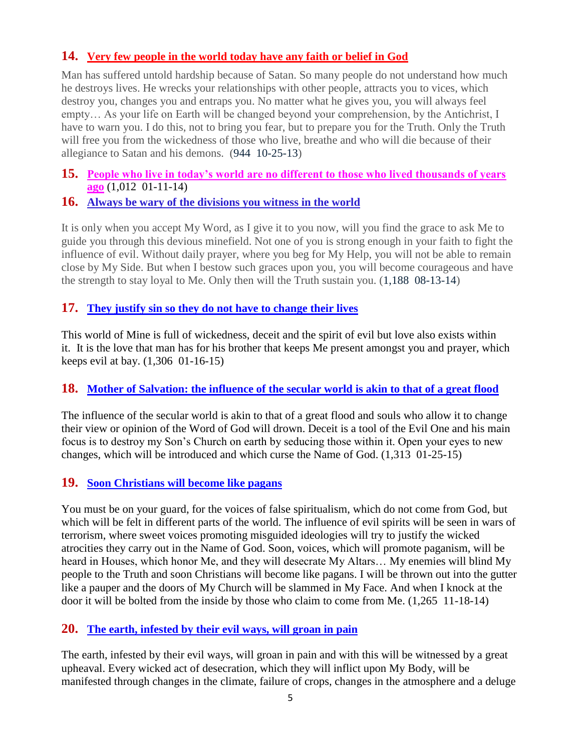## 14. Very few people in the world today have any faith or belief in God

Man has suffered untold hardship because of Satan. So many people do not understand how much he destroys lives. He wrecks your relationships with other people, attracts you to vices, which destroy you, changes you and entraps you. No matter what he gives you, you will always feel empty… As your life on Earth will be changed beyond your comprehension, by the Antichrist, I have to warn you. I do this, not to bring you fear, but to prepare you for the Truth. Only the Truth will free you from the wickedness of those who live, breathe and who will die because of their allegiance to Satan and his demons. (944 10-25-13)

## 15. People who live in today's world are no different to those who lived thousands of years ago (1,012 01-11-14)

## 16. Always be wary of the divisions you witness in the world

It is only when you accept My Word, as I give it to you now, will you find the grace to ask Me to guide you through this devious minefield. Not one of you is strong enough in your faith to fight the influence of evil. Without daily prayer, where you beg for My Help, you will not be able to remain close by My Side. But when I bestow such graces upon you, you will become courageous and have the strength to stay loyal to Me. Only then will the Truth sustain you. (1,188 08-13-14)

## 17. They justify sin so they do not have to change their lives

This world of Mine is full of wickedness, deceit and the spirit of evil but love also exists within it. It is the love that man has for his brother that keeps Me present amongst you and prayer, which keeps evil at bay. (1,306 01-16-15)

## 18. Mother of Salvation: the influence of the secular world is akin to that of a great flood

The influence of the secular world is akin to that of a great flood and souls who allow it to change their view or opinion of the Word of God will drown. Deceit is a tool of the Evil One and his main focus is to destroy my Son's Church on earth by seducing those within it. Open your eyes to new changes, which will be introduced and which curse the Name of God. (1,313 01-25-15)

## 19. Soon Christians will become like pagans

You must be on your guard, for the voices of false spiritualism, which do not come from God, but which will be felt in different parts of the world. The influence of evil spirits will be seen in wars of terrorism, where sweet voices promoting misguided ideologies will try to justify the wicked atrocities they carry out in the Name of God. Soon, voices, which will promote paganism, will be heard in Houses, which honor Me, and they will desecrate My Altars… My enemies will blind My people to the Truth and soon Christians will become like pagans. I will be thrown out into the gutter like a pauper and the doors of My Church will be slammed in My Face. And when I knock at the door it will be bolted from the inside by those who claim to come from Me. (1,265 11-18-14)

## 20. The earth, infested by their evil ways, will groan in pain

The earth, infested by their evil ways, will groan in pain and with this will be witnessed by a great upheaval. Every wicked act of desecration, which they will inflict upon My Body, will be manifested through changes in the climate, failure of crops, changes in the atmosphere and a deluge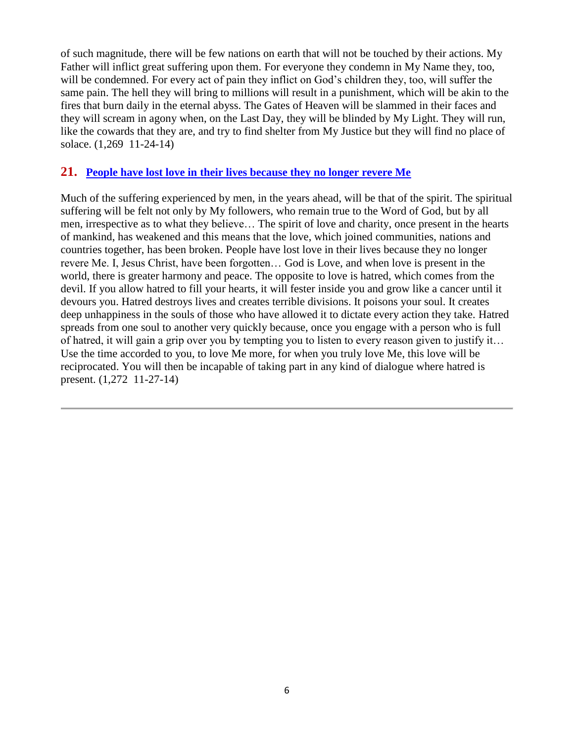of such magnitude, there will be few nations on earth that will not be touched by their actions. My Father will inflict great suffering upon them. For everyone they condemn in My Name they, too, will be condemned. For every act of pain they inflict on God's children they, too, will suffer the same pain. The hell they will bring to millions will result in a punishment, which will be akin to the fires that burn daily in the eternal abyss. The Gates of Heaven will be slammed in their faces and they will scream in agony when, on the Last Day, they will be blinded by My Light. They will run, like the cowards that they are, and try to find shelter from My Justice but they will find no place of solace. (1,269 11-24-14)

## 21. People have lost love in their lives because they no longer revere Me

Much of the suffering experienced by men, in the years ahead, will be that of the spirit. The spiritual suffering will be felt not only by My followers, who remain true to the Word of God, but by all men, irrespective as to what they believe… The spirit of love and charity, once present in the hearts of mankind, has weakened and this means that the love, which joined communities, nations and countries together, has been broken. People have lost love in their lives because they no longer revere Me. I, Jesus Christ, have been forgotten… God is Love, and when love is present in the world, there is greater harmony and peace. The opposite to love is hatred, which comes from the devil. If you allow hatred to fill your hearts, it will fester inside you and grow like a cancer until it devours you. Hatred destroys lives and creates terrible divisions. It poisons your soul. It creates deep unhappiness in the souls of those who have allowed it to dictate every action they take. Hatred spreads from one soul to another very quickly because, once you engage with a person who is full of hatred, it will gain a grip over you by tempting you to listen to every reason given to justify it… Use the time accorded to you, to love Me more, for when you truly love Me, this love will be reciprocated. You will then be incapable of taking part in any kind of dialogue where hatred is present. (1,272 11-27-14)

---